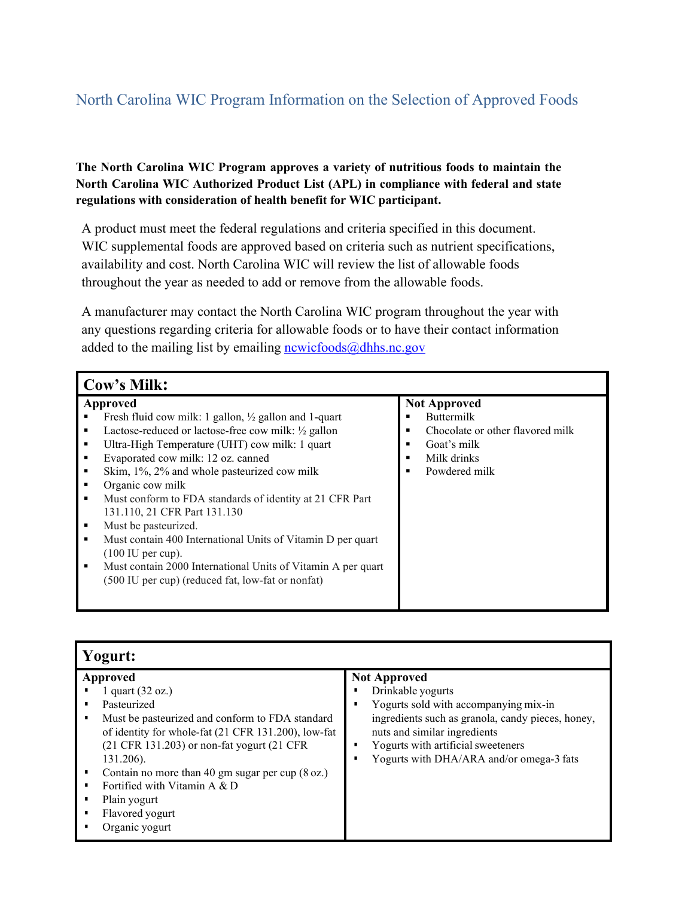# North Carolina WIC Program Information on the Selection of Approved Foods

**The North Carolina WIC Program approves a variety of nutritious foods to maintain the North Carolina WIC Authorized Product List (APL) in compliance with federal and state regulations with consideration of health benefit for WIC participant.**

A product must meet the federal regulations and criteria specified in this document. WIC supplemental foods are approved based on criteria such as nutrient specifications, availability and cost. North Carolina WIC will review the list of allowable foods throughout the year as needed to add or remove from the allowable foods.

A manufacturer may contact the North Carolina WIC program throughout the year with any questions regarding criteria for allowable foods or to have their contact information added to the mailing list by emailing ncwicfoods@dhhs.nc.gov

## Cow's Milk:

| Approved | Not Approved |
|---|---|
| ▪ Fresh fluid cow milk: 1 gallon, ½ gallon and 1-quart<br>▪ Lactose-reduced or lactose-free cow milk: ½ gallon<br>▪ Ultra-High Temperature (UHT) cow milk: 1 quart<br>▪ Evaporated cow milk: 12 oz. canned<br>▪ Skim, 1%, 2% and whole pasteurized cow milk<br>▪ Organic cow milk<br>▪ Must conform to FDA standards of identity at 21 CFR Part 131.110, 21 CFR Part 131.130<br>▪ Must be pasteurized.<br>▪ Must contain 400 International Units of Vitamin D per quart (100 IU per cup).<br>▪ Must contain 2000 International Units of Vitamin A per quart (500 IU per cup) (reduced fat, low-fat or nonfat) | ▪ Buttermilk<br>▪ Chocolate or other flavored milk<br>▪ Goat's milk<br>▪ Milk drinks<br>▪ Powdered milk |

## Yogurt:

| Approved | Not Approved |
|---|---|
| ▪ 1 quart (32 oz.)<br>▪ Pasteurized<br>▪ Must be pasteurized and conform to FDA standard of identity for whole-fat (21 CFR 131.200), low-fat (21 CFR 131.203) or non-fat yogurt (21 CFR 131.206).<br>▪ Contain no more than 40 gm sugar per cup (8 oz.)<br>▪ Fortified with Vitamin A & D<br>▪ Plain yogurt<br>▪ Flavored yogurt<br>▪ Organic yogurt | ▪ Drinkable yogurts<br>▪ Yogurts sold with accompanying mix-in ingredients such as granola, candy pieces, honey, nuts and similar ingredients<br>▪ Yogurts with artificial sweeteners<br>▪ Yogurts with DHA/ARA and/or omega-3 fats |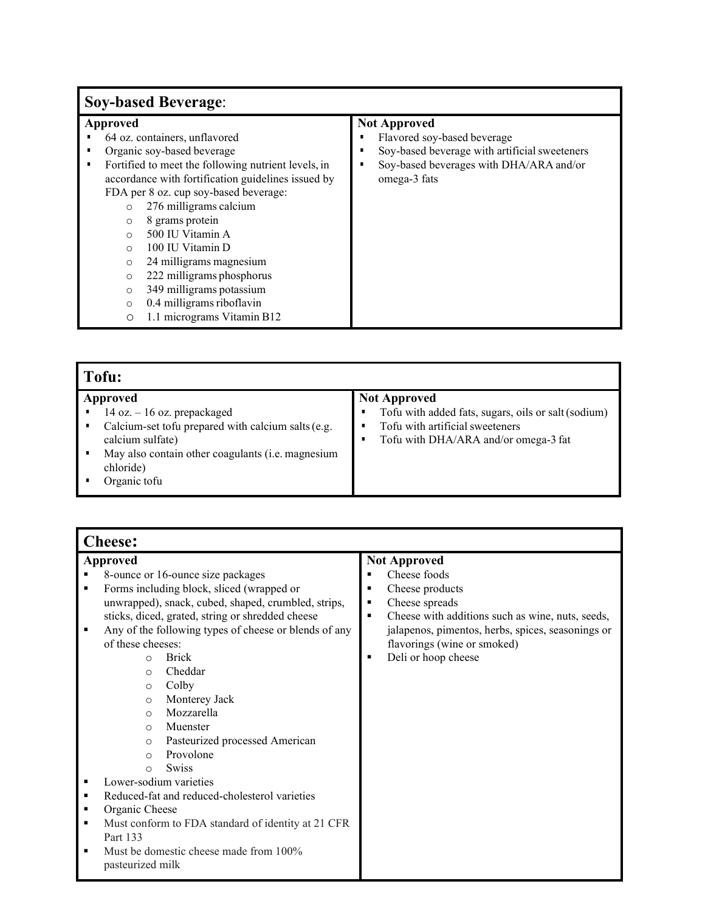## Soy-based Beverage:

| Approved | Not Approved |
| --- | --- |
| ▪ 64 oz. containers, unflavored<br>▪ Organic soy-based beverage<br>▪ Fortified to meet the following nutrient levels, in accordance with fortification guidelines issued by FDA per 8 oz. cup soy-based beverage:<br>  ○ 276 milligrams calcium<br>  ○ 8 grams protein<br>  ○ 500 IU Vitamin A<br>  ○ 100 IU Vitamin D<br>  ○ 24 milligrams magnesium<br>  ○ 222 milligrams phosphorus<br>  ○ 349 milligrams potassium<br>  ○ 0.4 milligrams riboflavin<br>  ○ 1.1 micrograms Vitamin B12 | ▪ Flavored soy-based beverage<br>▪ Soy-based beverage with artificial sweeteners<br>▪ Soy-based beverages with DHA/ARA and/or omega-3 fats |

## Tofu:

| Approved | Not Approved |
| --- | --- |
| ▪ 14 oz. – 16 oz. prepackaged<br>▪ Calcium-set tofu prepared with calcium salts (e.g. calcium sulfate)<br>▪ May also contain other coagulants (i.e. magnesium chloride)<br>▪ Organic tofu | ▪ Tofu with added fats, sugars, oils or salt (sodium)<br>▪ Tofu with artificial sweeteners<br>▪ Tofu with DHA/ARA and/or omega-3 fat |

## Cheese:

| Approved | Not Approved |
| --- | --- |
| ▪ 8-ounce or 16-ounce size packages<br>▪ Forms including block, sliced (wrapped or unwrapped), snack, cubed, shaped, crumbled, strips, sticks, diced, grated, string or shredded cheese<br>▪ Any of the following types of cheese or blends of any of these cheeses:<br>  ○ Brick<br>  ○ Cheddar<br>  ○ Colby<br>  ○ Monterey Jack<br>  ○ Mozzarella<br>  ○ Muenster<br>  ○ Pasteurized processed American<br>  ○ Provolone<br>  ○ Swiss<br>▪ Lower-sodium varieties<br>▪ Reduced-fat and reduced-cholesterol varieties<br>▪ Organic Cheese<br>▪ Must conform to FDA standard of identity at 21 CFR Part 133<br>▪ Must be domestic cheese made from 100% pasteurized milk | ▪ Cheese foods<br>▪ Cheese products<br>▪ Cheese spreads<br>▪ Cheese with additions such as wine, nuts, seeds, jalapenos, pimentos, herbs, spices, seasonings or flavorings (wine or smoked)<br>▪ Deli or hoop cheese |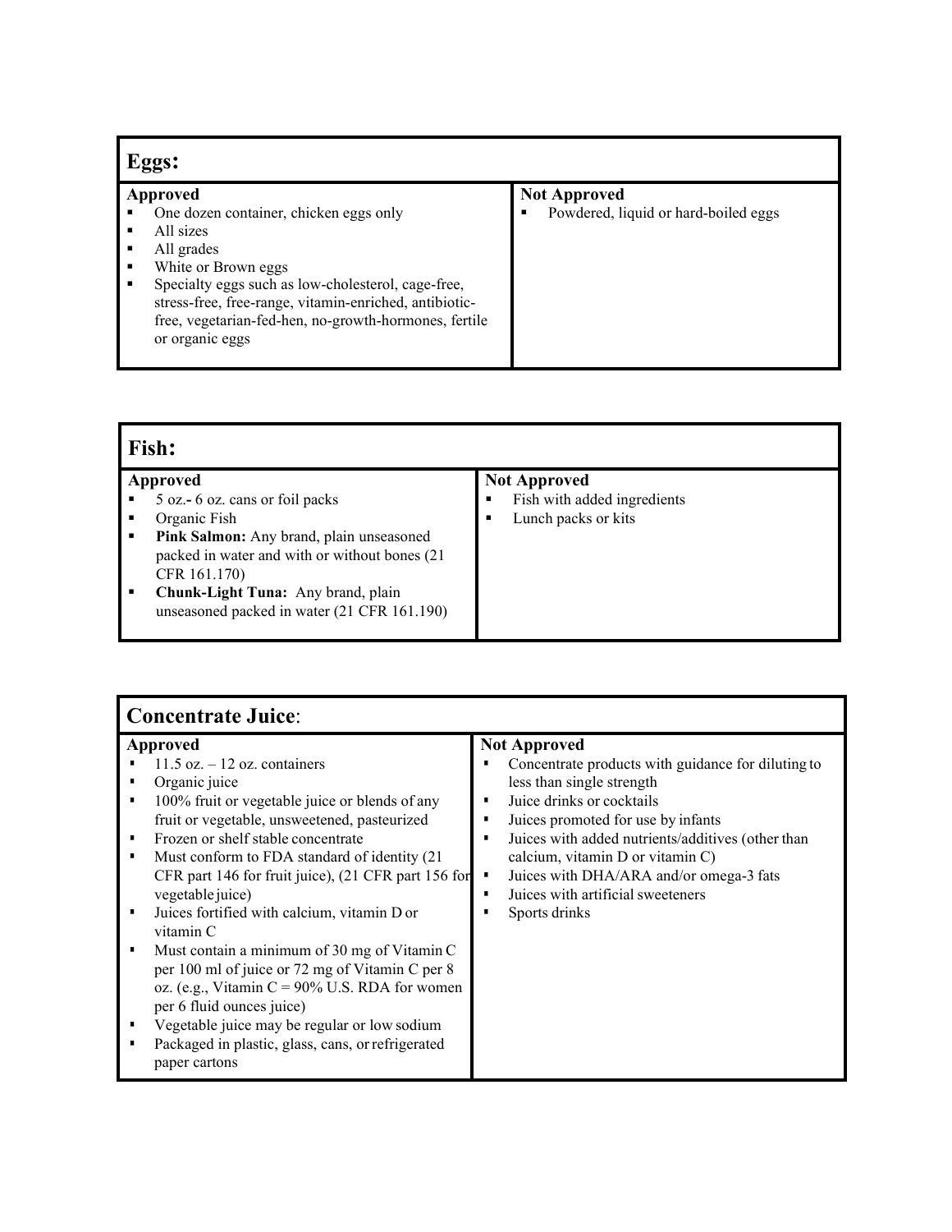| **Eggs:** | |
|---|---|
| **Approved** | **Not Approved** |
| ▪ One dozen container, chicken eggs only<br>▪ All sizes<br>▪ All grades<br>▪ White or Brown eggs<br>▪ Specialty eggs such as low-cholesterol, cage-free, stress-free, free-range, vitamin-enriched, antibiotic-free, vegetarian-fed-hen, no-growth-hormones, fertile or organic eggs | ▪ Powdered, liquid or hard-boiled eggs |

| **Fish:** | |
|---|---|
| **Approved** | **Not Approved** |
| ▪ 5 oz.- 6 oz. cans or foil packs<br>▪ Organic Fish<br>▪ **Pink Salmon:** Any brand, plain unseasoned packed in water and with or without bones (21 CFR 161.170)<br>▪ **Chunk-Light Tuna:** Any brand, plain unseasoned packed in water (21 CFR 161.190) | ▪ Fish with added ingredients<br>▪ Lunch packs or kits |

| **Concentrate Juice**: | |
|---|---|
| **Approved** | **Not Approved** |
| ▪ 11.5 oz. – 12 oz. containers<br>▪ Organic juice<br>▪ 100% fruit or vegetable juice or blends of any fruit or vegetable, unsweetened, pasteurized<br>▪ Frozen or shelf stable concentrate<br>▪ Must conform to FDA standard of identity (21 CFR part 146 for fruit juice), (21 CFR part 156 for vegetable juice)<br>▪ Juices fortified with calcium, vitamin D or vitamin C<br>▪ Must contain a minimum of 30 mg of Vitamin C per 100 ml of juice or 72 mg of Vitamin C per 8 oz. (e.g., Vitamin C = 90% U.S. RDA for women per 6 fluid ounces juice)<br>▪ Vegetable juice may be regular or low sodium<br>▪ Packaged in plastic, glass, cans, or refrigerated paper cartons | ▪ Concentrate products with guidance for diluting to less than single strength<br>▪ Juice drinks or cocktails<br>▪ Juices promoted for use by infants<br>▪ Juices with added nutrients/additives (other than calcium, vitamin D or vitamin C)<br>▪ Juices with DHA/ARA and/or omega-3 fats<br>▪ Juices with artificial sweeteners<br>▪ Sports drinks |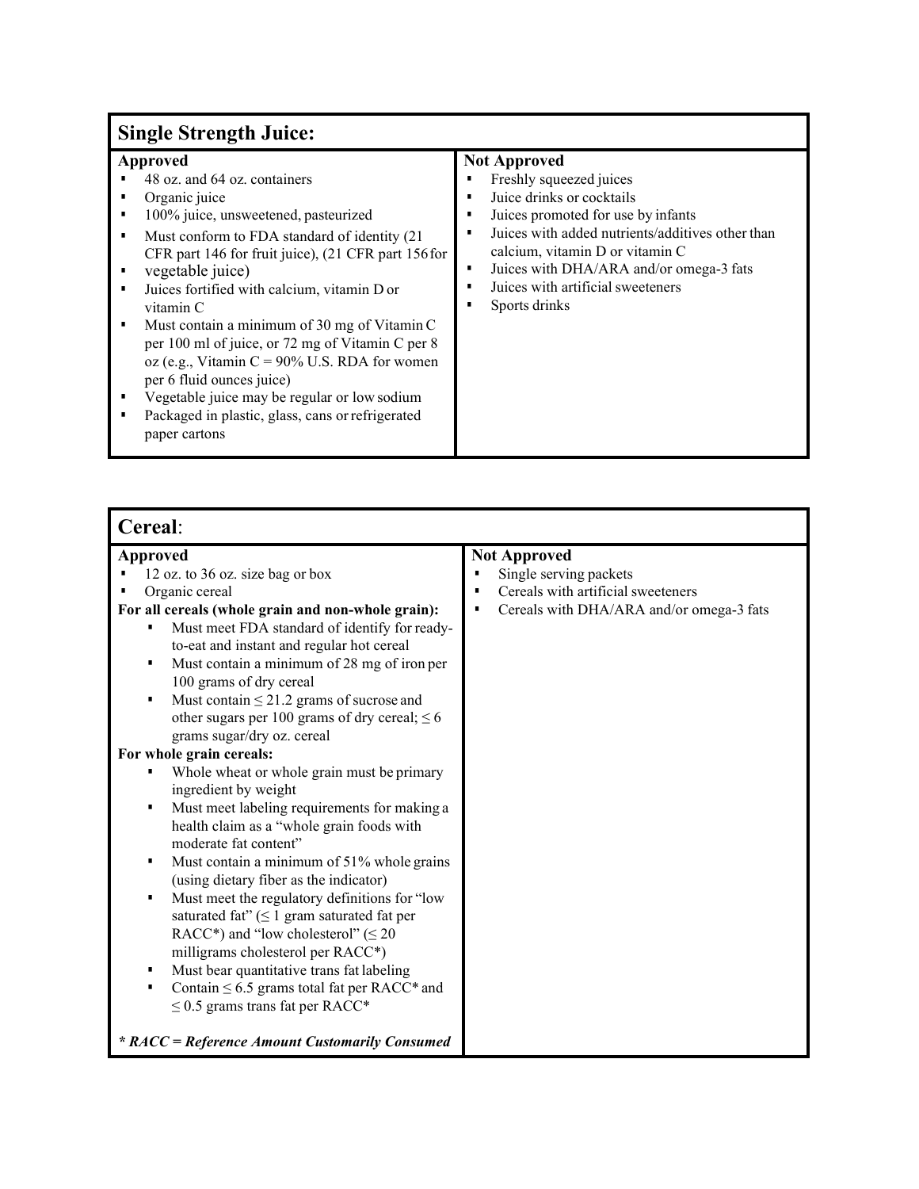## Single Strength Juice:

| Approved | Not Approved |
| --- | --- |
| ▪ 48 oz. and 64 oz. containers<br>▪ Organic juice<br>▪ 100% juice, unsweetened, pasteurized<br>▪ Must conform to FDA standard of identity (21 CFR part 146 for fruit juice), (21 CFR part 156 for vegetable juice)<br>▪ Juices fortified with calcium, vitamin D or vitamin C<br>▪ Must contain a minimum of 30 mg of Vitamin C per 100 ml of juice, or 72 mg of Vitamin C per 8 oz (e.g., Vitamin C = 90% U.S. RDA for women per 6 fluid ounces juice)<br>▪ Vegetable juice may be regular or low sodium<br>▪ Packaged in plastic, glass, cans or refrigerated paper cartons | ▪ Freshly squeezed juices<br>▪ Juice drinks or cocktails<br>▪ Juices promoted for use by infants<br>▪ Juices with added nutrients/additives other than calcium, vitamin D or vitamin C<br>▪ Juices with DHA/ARA and/or omega-3 fats<br>▪ Juices with artificial sweeteners<br>▪ Sports drinks |

## Cereal:

| Approved | Not Approved |
| --- | --- |
| ▪ 12 oz. to 36 oz. size bag or box<br>▪ Organic cereal<br>**For all cereals (whole grain and non-whole grain):**<br>▪ Must meet FDA standard of identify for ready-to-eat and instant and regular hot cereal<br>▪ Must contain a minimum of 28 mg of iron per 100 grams of dry cereal<br>▪ Must contain ≤ 21.2 grams of sucrose and other sugars per 100 grams of dry cereal; ≤ 6 grams sugar/dry oz. cereal<br>**For whole grain cereals:**<br>▪ Whole wheat or whole grain must be primary ingredient by weight<br>▪ Must meet labeling requirements for making a health claim as a "whole grain foods with moderate fat content"<br>▪ Must contain a minimum of 51% whole grains (using dietary fiber as the indicator)<br>▪ Must meet the regulatory definitions for "low saturated fat" (≤ 1 gram saturated fat per RACC*) and "low cholesterol" (≤ 20 milligrams cholesterol per RACC*)<br>▪ Must bear quantitative trans fat labeling<br>▪ Contain ≤ 6.5 grams total fat per RACC* and ≤ 0.5 grams trans fat per RACC*<br><br>***** ***RACC = Reference Amount Customarily Consumed*** | ▪ Single serving packets<br>▪ Cereals with artificial sweeteners<br>▪ Cereals with DHA/ARA and/or omega-3 fats |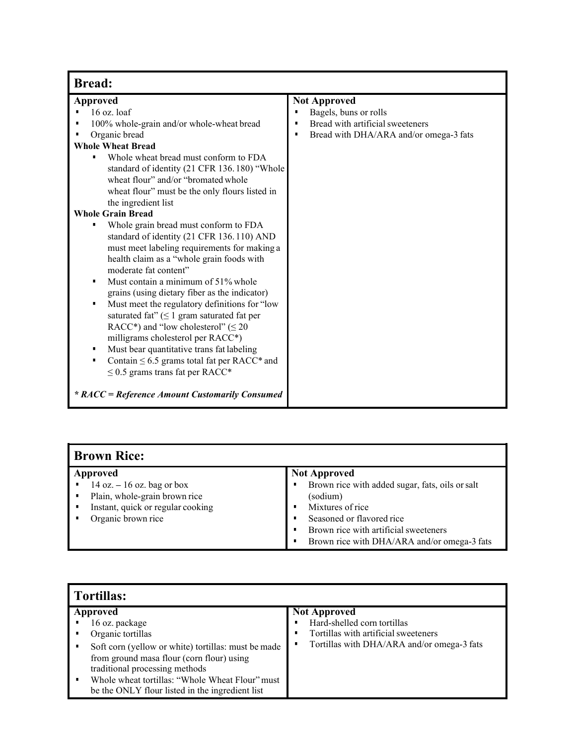## Bread:

| Approved | Not Approved |
|---|---|
| ▪ 16 oz. loaf<br>▪ 100% whole-grain and/or whole-wheat bread<br>▪ Organic bread<br>**Whole Wheat Bread**<br>▪ Whole wheat bread must conform to FDA standard of identity (21 CFR 136.180) "Whole wheat flour" and/or "bromated whole wheat flour" must be the only flours listed in the ingredient list<br>**Whole Grain Bread**<br>▪ Whole grain bread must conform to FDA standard of identity (21 CFR 136.110) AND must meet labeling requirements for making a health claim as a "whole grain foods with moderate fat content"<br>▪ Must contain a minimum of 51% whole grains (using dietary fiber as the indicator)<br>▪ Must meet the regulatory definitions for "low saturated fat" (≤ 1 gram saturated fat per RACC*) and "low cholesterol" (≤ 20 milligrams cholesterol per RACC*)<br>▪ Must bear quantitative trans fat labeling<br>▪ Contain ≤ 6.5 grams total fat per RACC* and ≤ 0.5 grams trans fat per RACC*<br><br>***\* RACC = Reference Amount Customarily Consumed*** | ▪ Bagels, buns or rolls<br>▪ Bread with artificial sweeteners<br>▪ Bread with DHA/ARA and/or omega-3 fats |

## Brown Rice:

| Approved | Not Approved |
|---|---|
| ▪ 14 oz. – 16 oz. bag or box<br>▪ Plain, whole-grain brown rice<br>▪ Instant, quick or regular cooking<br>▪ Organic brown rice | ▪ Brown rice with added sugar, fats, oils or salt (sodium)<br>▪ Mixtures of rice<br>▪ Seasoned or flavored rice<br>▪ Brown rice with artificial sweeteners<br>▪ Brown rice with DHA/ARA and/or omega-3 fats |

## Tortillas:

| Approved | Not Approved |
|---|---|
| ▪ 16 oz. package<br>▪ Organic tortillas<br>▪ Soft corn (yellow or white) tortillas: must be made from ground masa flour (corn flour) using traditional processing methods<br>▪ Whole wheat tortillas: "Whole Wheat Flour" must be the ONLY flour listed in the ingredient list | ▪ Hard-shelled corn tortillas<br>▪ Tortillas with artificial sweeteners<br>▪ Tortillas with DHA/ARA and/or omega-3 fats |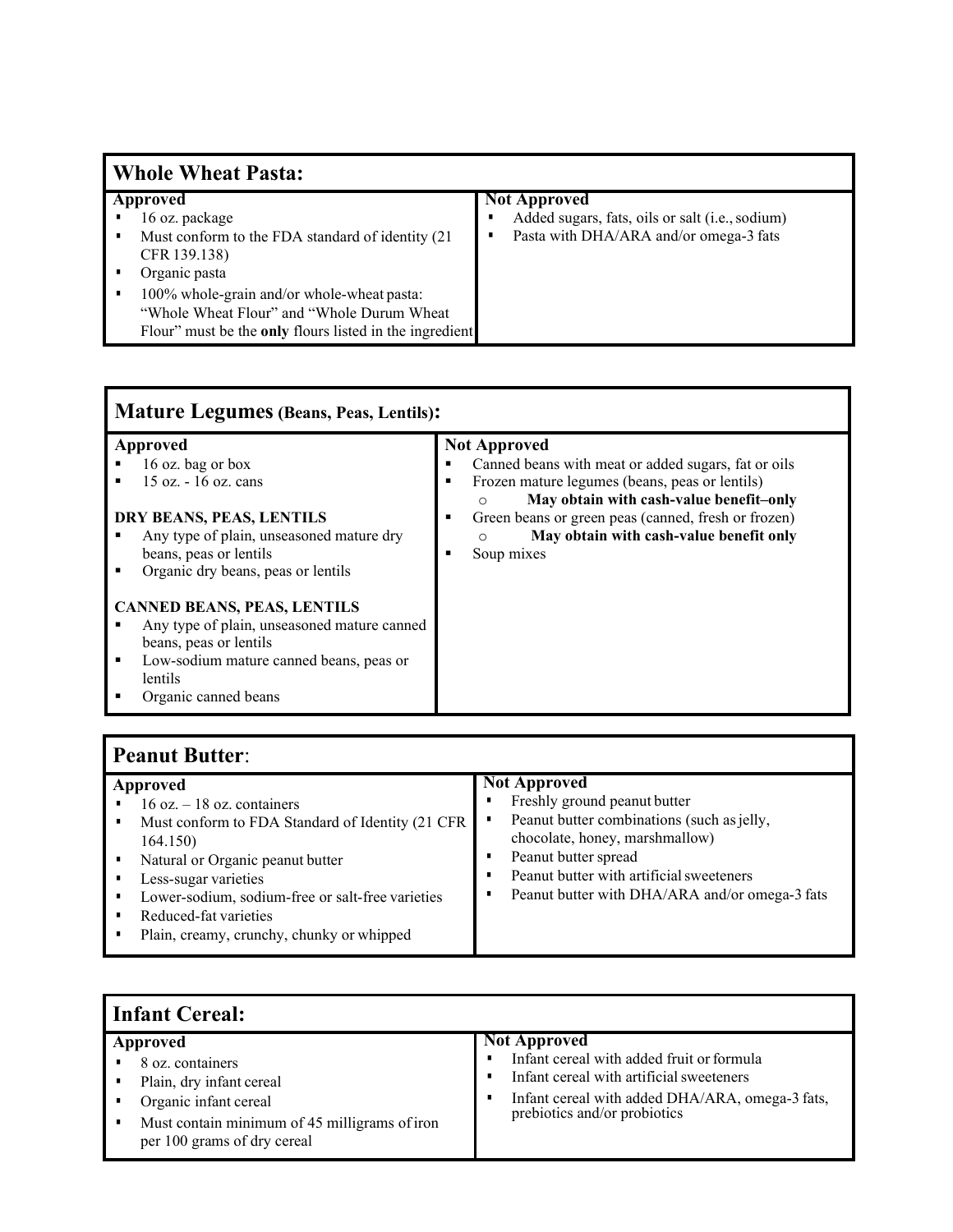## Whole Wheat Pasta:

| Approved | Not Approved |
|---|---|
| ▪ 16 oz. package<br>▪ Must conform to the FDA standard of identity (21 CFR 139.138)<br>▪ Organic pasta<br>▪ 100% whole-grain and/or whole-wheat pasta: "Whole Wheat Flour" and "Whole Durum Wheat Flour" must be the **only** flours listed in the ingredient | ▪ Added sugars, fats, oils or salt (i.e., sodium)<br>▪ Pasta with DHA/ARA and/or omega-3 fats |

## Mature Legumes (Beans, Peas, Lentils):

| Approved | Not Approved |
|---|---|
| ▪ 16 oz. bag or box<br>▪ 15 oz. - 16 oz. cans<br><br>**DRY BEANS, PEAS, LENTILS**<br>▪ Any type of plain, unseasoned mature dry beans, peas or lentils<br>▪ Organic dry beans, peas or lentils<br><br>**CANNED BEANS, PEAS, LENTILS**<br>▪ Any type of plain, unseasoned mature canned beans, peas or lentils<br>▪ Low-sodium mature canned beans, peas or lentils<br>▪ Organic canned beans | ▪ Canned beans with meat or added sugars, fat or oils<br>▪ Frozen mature legumes (beans, peas or lentils)<br>  ○ **May obtain with cash-value benefit–only**<br>▪ Green beans or green peas (canned, fresh or frozen)<br>  ○ **May obtain with cash-value benefit only**<br>▪ Soup mixes |

## Peanut Butter:

| Approved | Not Approved |
|---|---|
| ▪ 16 oz. – 18 oz. containers<br>▪ Must conform to FDA Standard of Identity (21 CFR 164.150)<br>▪ Natural or Organic peanut butter<br>▪ Less-sugar varieties<br>▪ Lower-sodium, sodium-free or salt-free varieties<br>▪ Reduced-fat varieties<br>▪ Plain, creamy, crunchy, chunky or whipped | ▪ Freshly ground peanut butter<br>▪ Peanut butter combinations (such as jelly, chocolate, honey, marshmallow)<br>▪ Peanut butter spread<br>▪ Peanut butter with artificial sweeteners<br>▪ Peanut butter with DHA/ARA and/or omega-3 fats |

## Infant Cereal:

| Approved | Not Approved |
|---|---|
| ▪ 8 oz. containers<br>▪ Plain, dry infant cereal<br>▪ Organic infant cereal<br>▪ Must contain minimum of 45 milligrams of iron per 100 grams of dry cereal | ▪ Infant cereal with added fruit or formula<br>▪ Infant cereal with artificial sweeteners<br>▪ Infant cereal with added DHA/ARA, omega-3 fats, prebiotics and/or probiotics |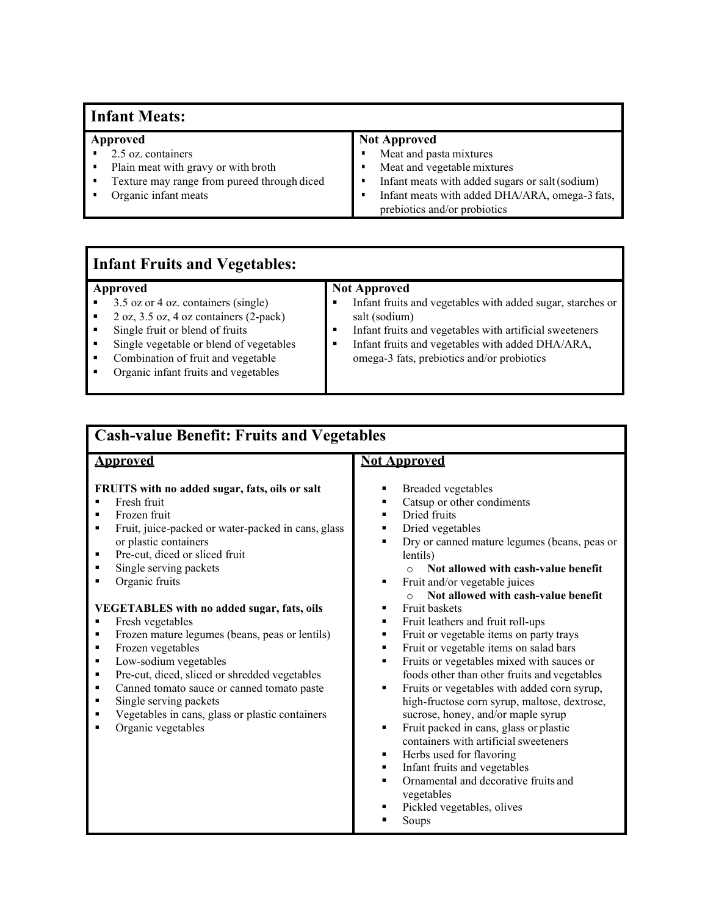| Infant Meats: | |
|---|---|
| **Approved**<br>▪ 2.5 oz. containers<br>▪ Plain meat with gravy or with broth<br>▪ Texture may range from pureed through diced<br>▪ Organic infant meats | **Not Approved**<br>▪ Meat and pasta mixtures<br>▪ Meat and vegetable mixtures<br>▪ Infant meats with added sugars or salt (sodium)<br>▪ Infant meats with added DHA/ARA, omega-3 fats, prebiotics and/or probiotics |

| Infant Fruits and Vegetables: | |
|---|---|
| **Approved**<br>▪ 3.5 oz or 4 oz. containers (single)<br>▪ 2 oz, 3.5 oz, 4 oz containers (2-pack)<br>▪ Single fruit or blend of fruits<br>▪ Single vegetable or blend of vegetables<br>▪ Combination of fruit and vegetable<br>▪ Organic infant fruits and vegetables | **Not Approved**<br>▪ Infant fruits and vegetables with added sugar, starches or salt (sodium)<br>▪ Infant fruits and vegetables with artificial sweeteners<br>▪ Infant fruits and vegetables with added DHA/ARA, omega-3 fats, prebiotics and/or probiotics |

| Cash-value Benefit: Fruits and Vegetables | |
|---|---|
| **Approved**<br><br>**FRUITS with no added sugar, fats, oils or salt**<br>▪ Fresh fruit<br>▪ Frozen fruit<br>▪ Fruit, juice-packed or water-packed in cans, glass or plastic containers<br>▪ Pre-cut, diced or sliced fruit<br>▪ Single serving packets<br>▪ Organic fruits<br><br>**VEGETABLES with no added sugar, fats, oils**<br>▪ Fresh vegetables<br>▪ Frozen mature legumes (beans, peas or lentils)<br>▪ Frozen vegetables<br>▪ Low-sodium vegetables<br>▪ Pre-cut, diced, sliced or shredded vegetables<br>▪ Canned tomato sauce or canned tomato paste<br>▪ Single serving packets<br>▪ Vegetables in cans, glass or plastic containers<br>▪ Organic vegetables | **Not Approved**<br><br>▪ Breaded vegetables<br>▪ Catsup or other condiments<br>▪ Dried fruits<br>▪ Dried vegetables<br>▪ Dry or canned mature legumes (beans, peas or lentils)<br>&nbsp;&nbsp;&nbsp;&nbsp;○ **Not allowed with cash-value benefit**<br>▪ Fruit and/or vegetable juices<br>&nbsp;&nbsp;&nbsp;&nbsp;○ **Not allowed with cash-value benefit**<br>▪ Fruit baskets<br>▪ Fruit leathers and fruit roll-ups<br>▪ Fruit or vegetable items on party trays<br>▪ Fruit or vegetable items on salad bars<br>▪ Fruits or vegetables mixed with sauces or foods other than other fruits and vegetables<br>▪ Fruits or vegetables with added corn syrup, high-fructose corn syrup, maltose, dextrose, sucrose, honey, and/or maple syrup<br>▪ Fruit packed in cans, glass or plastic containers with artificial sweeteners<br>▪ Herbs used for flavoring<br>▪ Infant fruits and vegetables<br>▪ Ornamental and decorative fruits and vegetables<br>▪ Pickled vegetables, olives<br>▪ Soups |